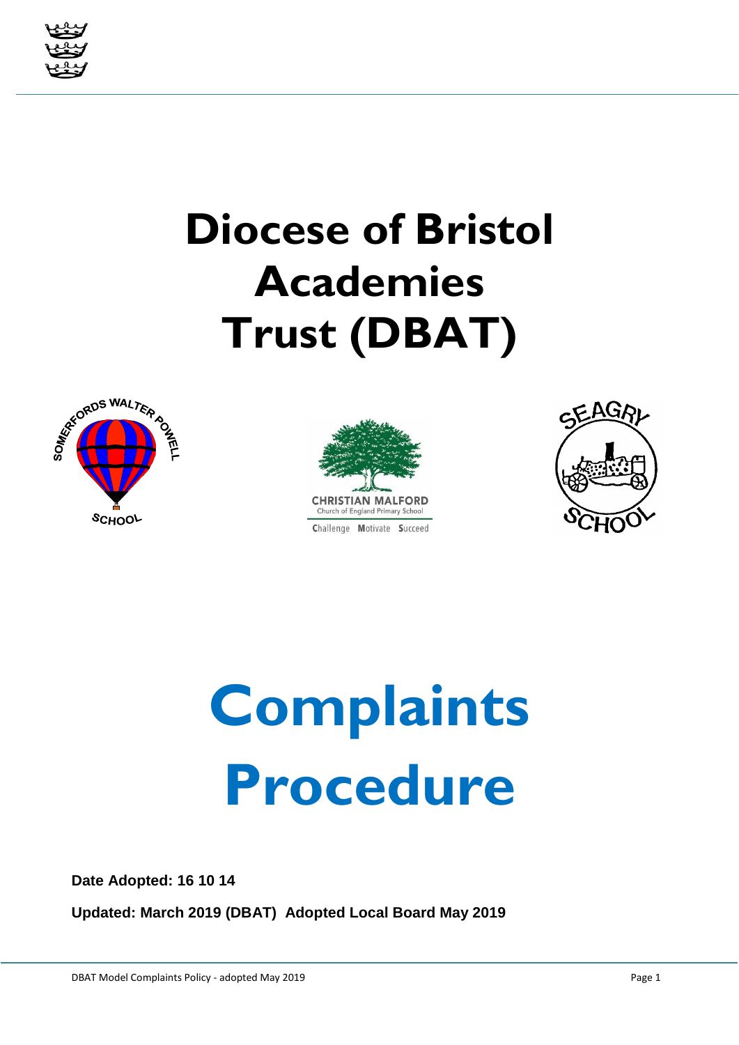# Diocese of Bristol Academies Trust (DBAT)

# Complaints Procedure

**Date Adopted: 16 10 14**

**Updated: March 2019 (DBAT) Adopted Local Board May 2019**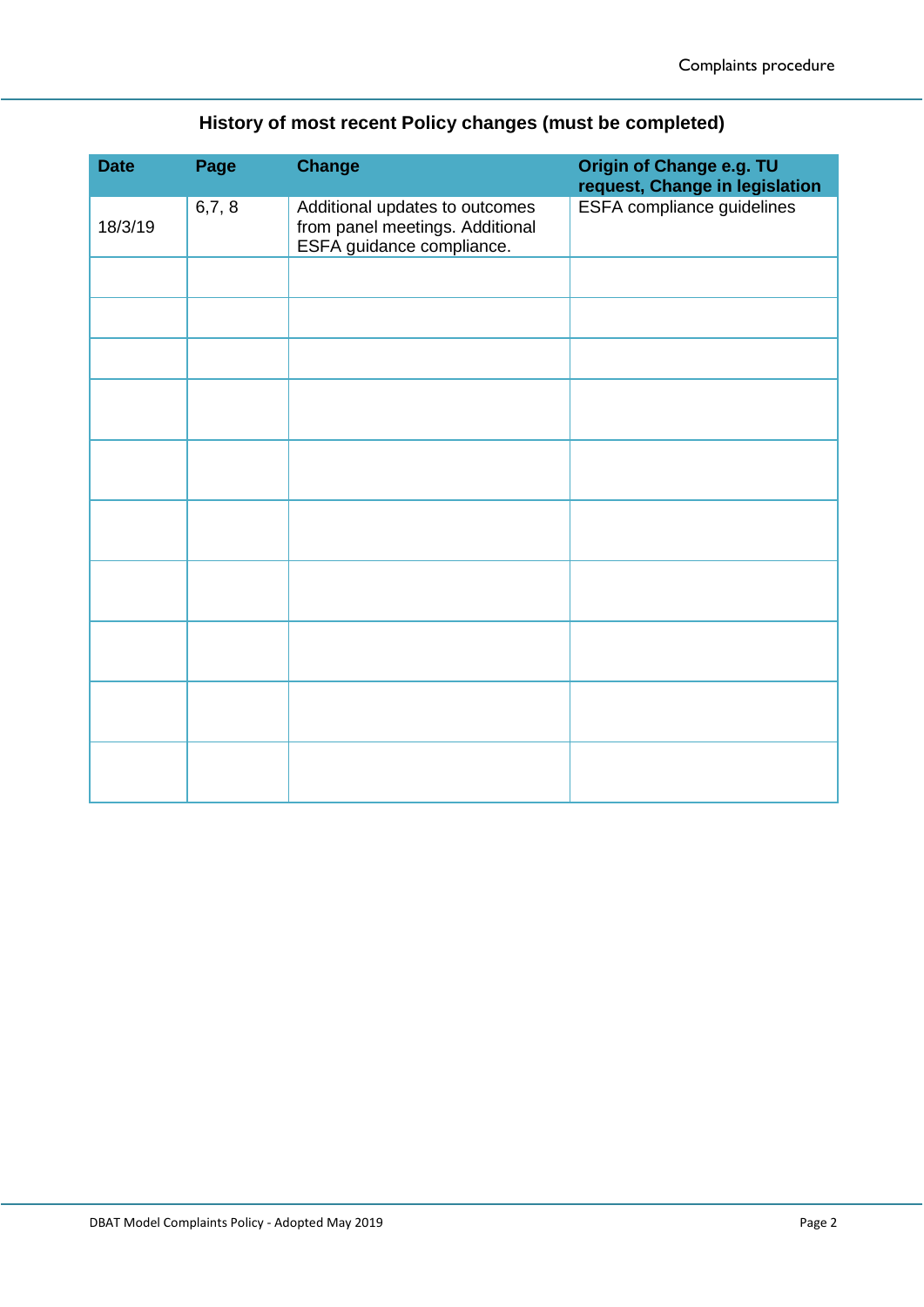## History of most recent Policy changes (must be completed)

| Date | Page | Change | Origin of Change e.g. TU request, Change in legislation |
|---|---|---|---|
| 18/3/19 | 6,7, 8 | Additional updates to outcomes from panel meetings. Additional ESFA guidance compliance. | ESFA compliance guidelines |
| | | | |
| | | | |
| | | | |
| | | | |
| | | | |
| | | | |
| | | | |
| | | | |
| | | | |
| | | | |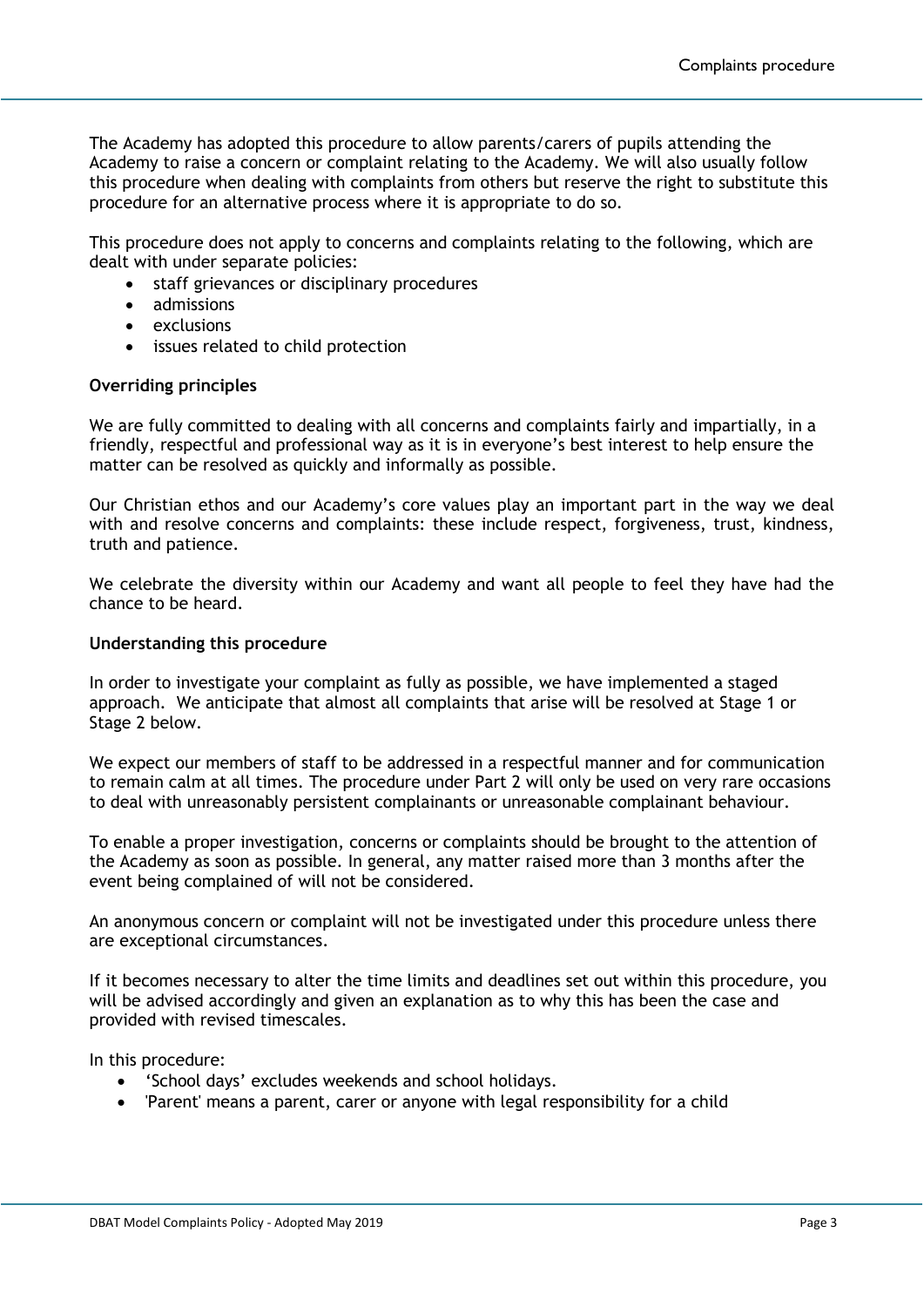The Academy has adopted this procedure to allow parents/carers of pupils attending the Academy to raise a concern or complaint relating to the Academy. We will also usually follow this procedure when dealing with complaints from others but reserve the right to substitute this procedure for an alternative process where it is appropriate to do so.

This procedure does not apply to concerns and complaints relating to the following, which are dealt with under separate policies:

- staff grievances or disciplinary procedures
- admissions
- exclusions
- issues related to child protection

**Overriding principles**

We are fully committed to dealing with all concerns and complaints fairly and impartially, in a friendly, respectful and professional way as it is in everyone's best interest to help ensure the matter can be resolved as quickly and informally as possible.

Our Christian ethos and our Academy's core values play an important part in the way we deal with and resolve concerns and complaints: these include respect, forgiveness, trust, kindness, truth and patience.

We celebrate the diversity within our Academy and want all people to feel they have had the chance to be heard.

**Understanding this procedure**

In order to investigate your complaint as fully as possible, we have implemented a staged approach. We anticipate that almost all complaints that arise will be resolved at Stage 1 or Stage 2 below.

We expect our members of staff to be addressed in a respectful manner and for communication to remain calm at all times. The procedure under Part 2 will only be used on very rare occasions to deal with unreasonably persistent complainants or unreasonable complainant behaviour.

To enable a proper investigation, concerns or complaints should be brought to the attention of the Academy as soon as possible. In general, any matter raised more than 3 months after the event being complained of will not be considered.

An anonymous concern or complaint will not be investigated under this procedure unless there are exceptional circumstances.

If it becomes necessary to alter the time limits and deadlines set out within this procedure, you will be advised accordingly and given an explanation as to why this has been the case and provided with revised timescales.

In this procedure:

- 'School days' excludes weekends and school holidays.
- 'Parent' means a parent, carer or anyone with legal responsibility for a child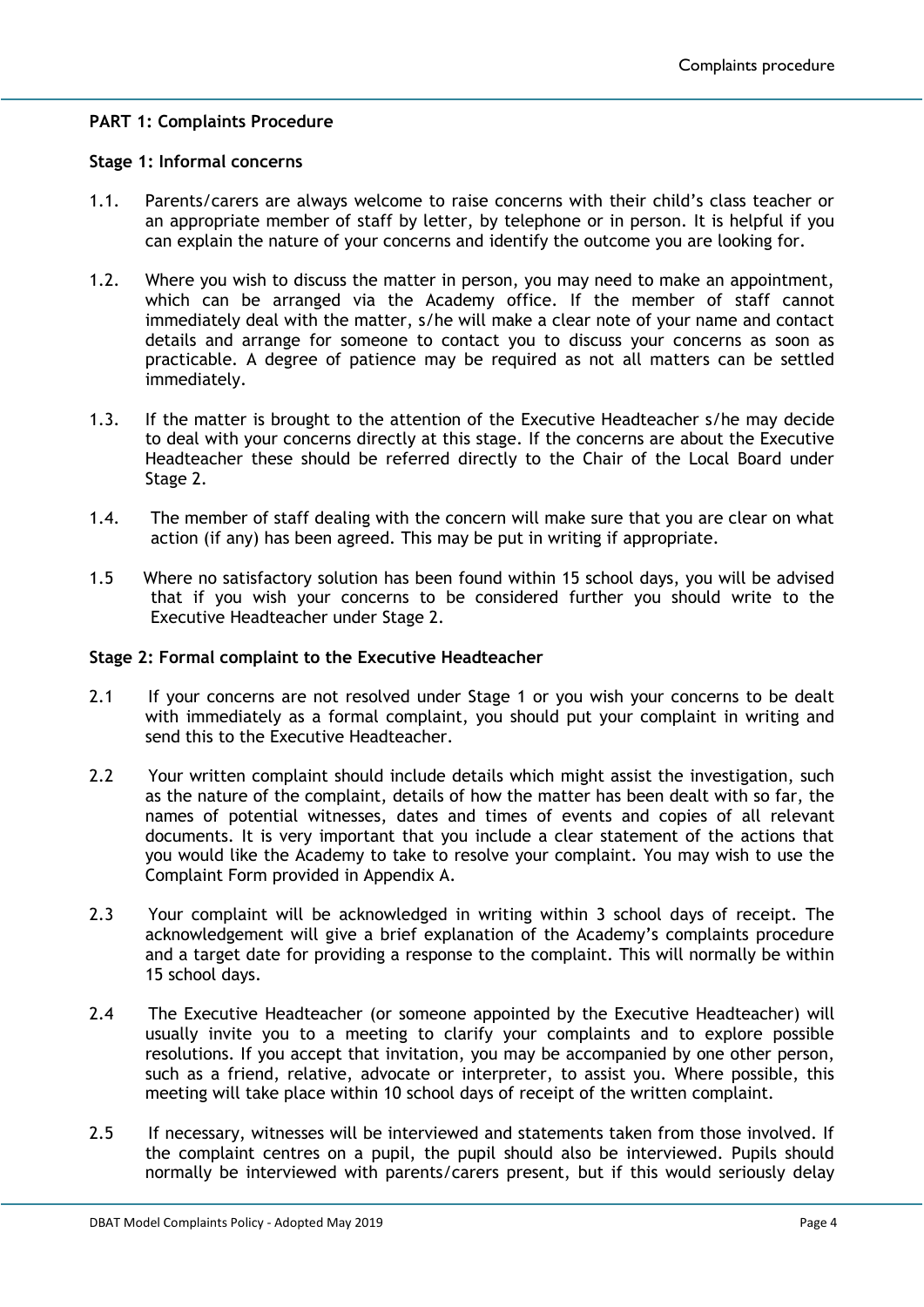**PART 1: Complaints Procedure**

**Stage 1: Informal concerns**

1.1. Parents/carers are always welcome to raise concerns with their child's class teacher or an appropriate member of staff by letter, by telephone or in person. It is helpful if you can explain the nature of your concerns and identify the outcome you are looking for.

1.2. Where you wish to discuss the matter in person, you may need to make an appointment, which can be arranged via the Academy office. If the member of staff cannot immediately deal with the matter, s/he will make a clear note of your name and contact details and arrange for someone to contact you to discuss your concerns as soon as practicable. A degree of patience may be required as not all matters can be settled immediately.

1.3. If the matter is brought to the attention of the Executive Headteacher s/he may decide to deal with your concerns directly at this stage. If the concerns are about the Executive Headteacher these should be referred directly to the Chair of the Local Board under Stage 2.

1.4. The member of staff dealing with the concern will make sure that you are clear on what action (if any) has been agreed. This may be put in writing if appropriate.

1.5 Where no satisfactory solution has been found within 15 school days, you will be advised that if you wish your concerns to be considered further you should write to the Executive Headteacher under Stage 2.

**Stage 2: Formal complaint to the Executive Headteacher**

2.1 If your concerns are not resolved under Stage 1 or you wish your concerns to be dealt with immediately as a formal complaint, you should put your complaint in writing and send this to the Executive Headteacher.

2.2 Your written complaint should include details which might assist the investigation, such as the nature of the complaint, details of how the matter has been dealt with so far, the names of potential witnesses, dates and times of events and copies of all relevant documents. It is very important that you include a clear statement of the actions that you would like the Academy to take to resolve your complaint. You may wish to use the Complaint Form provided in Appendix A.

2.3 Your complaint will be acknowledged in writing within 3 school days of receipt. The acknowledgement will give a brief explanation of the Academy's complaints procedure and a target date for providing a response to the complaint. This will normally be within 15 school days.

2.4 The Executive Headteacher (or someone appointed by the Executive Headteacher) will usually invite you to a meeting to clarify your complaints and to explore possible resolutions. If you accept that invitation, you may be accompanied by one other person, such as a friend, relative, advocate or interpreter, to assist you. Where possible, this meeting will take place within 10 school days of receipt of the written complaint.

2.5 If necessary, witnesses will be interviewed and statements taken from those involved. If the complaint centres on a pupil, the pupil should also be interviewed. Pupils should normally be interviewed with parents/carers present, but if this would seriously delay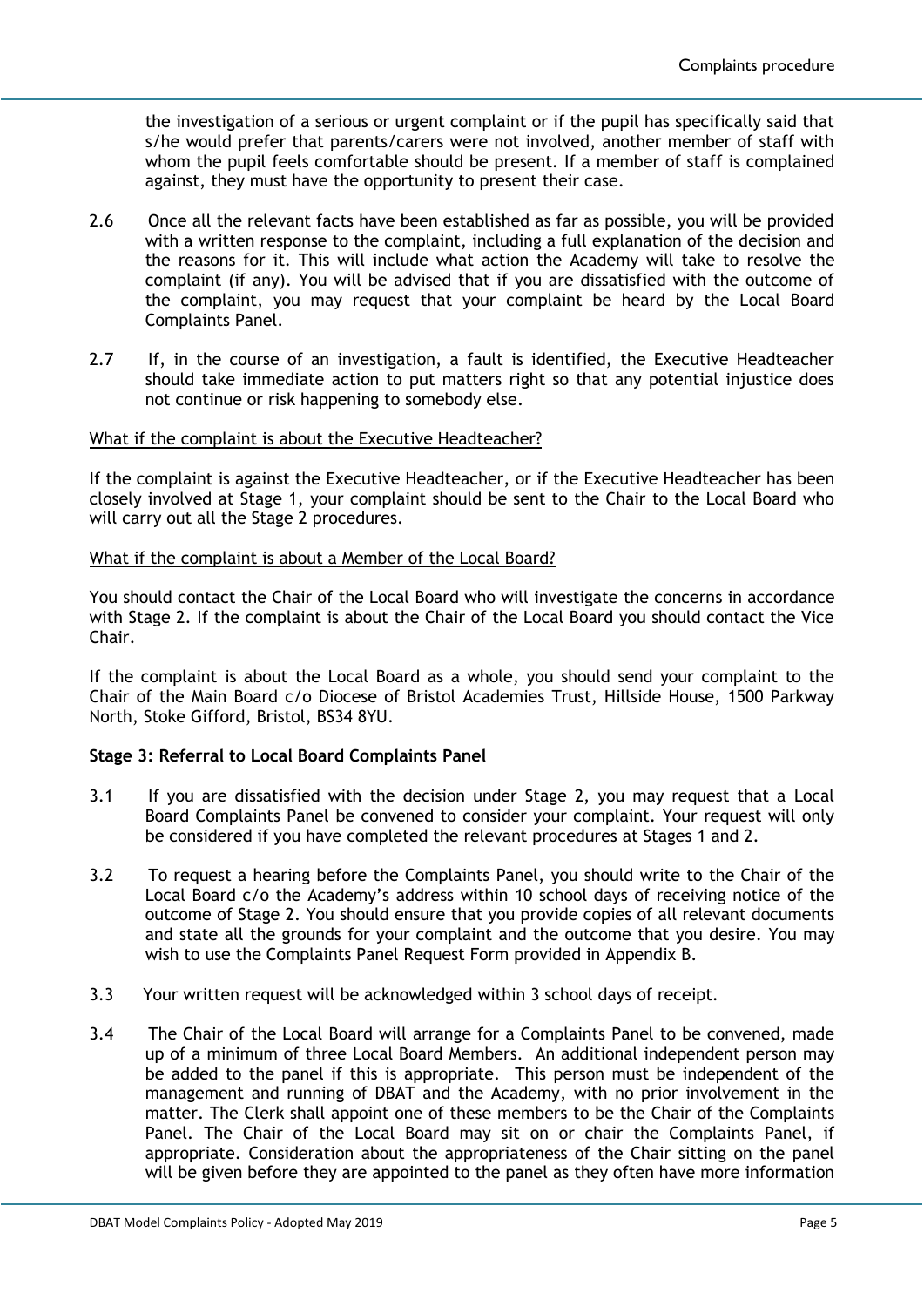the investigation of a serious or urgent complaint or if the pupil has specifically said that s/he would prefer that parents/carers were not involved, another member of staff with whom the pupil feels comfortable should be present. If a member of staff is complained against, they must have the opportunity to present their case.

2.6 Once all the relevant facts have been established as far as possible, you will be provided with a written response to the complaint, including a full explanation of the decision and the reasons for it. This will include what action the Academy will take to resolve the complaint (if any). You will be advised that if you are dissatisfied with the outcome of the complaint, you may request that your complaint be heard by the Local Board Complaints Panel.

2.7 If, in the course of an investigation, a fault is identified, the Executive Headteacher should take immediate action to put matters right so that any potential injustice does not continue or risk happening to somebody else.

<u>What if the complaint is about the Executive Headteacher?</u>

If the complaint is against the Executive Headteacher, or if the Executive Headteacher has been closely involved at Stage 1, your complaint should be sent to the Chair to the Local Board who will carry out all the Stage 2 procedures.

<u>What if the complaint is about a Member of the Local Board?</u>

You should contact the Chair of the Local Board who will investigate the concerns in accordance with Stage 2. If the complaint is about the Chair of the Local Board you should contact the Vice Chair.

If the complaint is about the Local Board as a whole, you should send your complaint to the Chair of the Main Board c/o Diocese of Bristol Academies Trust, Hillside House, 1500 Parkway North, Stoke Gifford, Bristol, BS34 8YU.

**Stage 3: Referral to Local Board Complaints Panel**

3.1 If you are dissatisfied with the decision under Stage 2, you may request that a Local Board Complaints Panel be convened to consider your complaint. Your request will only be considered if you have completed the relevant procedures at Stages 1 and 2.

3.2 To request a hearing before the Complaints Panel, you should write to the Chair of the Local Board c/o the Academy's address within 10 school days of receiving notice of the outcome of Stage 2. You should ensure that you provide copies of all relevant documents and state all the grounds for your complaint and the outcome that you desire. You may wish to use the Complaints Panel Request Form provided in Appendix B.

3.3 Your written request will be acknowledged within 3 school days of receipt.

3.4 The Chair of the Local Board will arrange for a Complaints Panel to be convened, made up of a minimum of three Local Board Members. An additional independent person may be added to the panel if this is appropriate. This person must be independent of the management and running of DBAT and the Academy, with no prior involvement in the matter. The Clerk shall appoint one of these members to be the Chair of the Complaints Panel. The Chair of the Local Board may sit on or chair the Complaints Panel, if appropriate. Consideration about the appropriateness of the Chair sitting on the panel will be given before they are appointed to the panel as they often have more information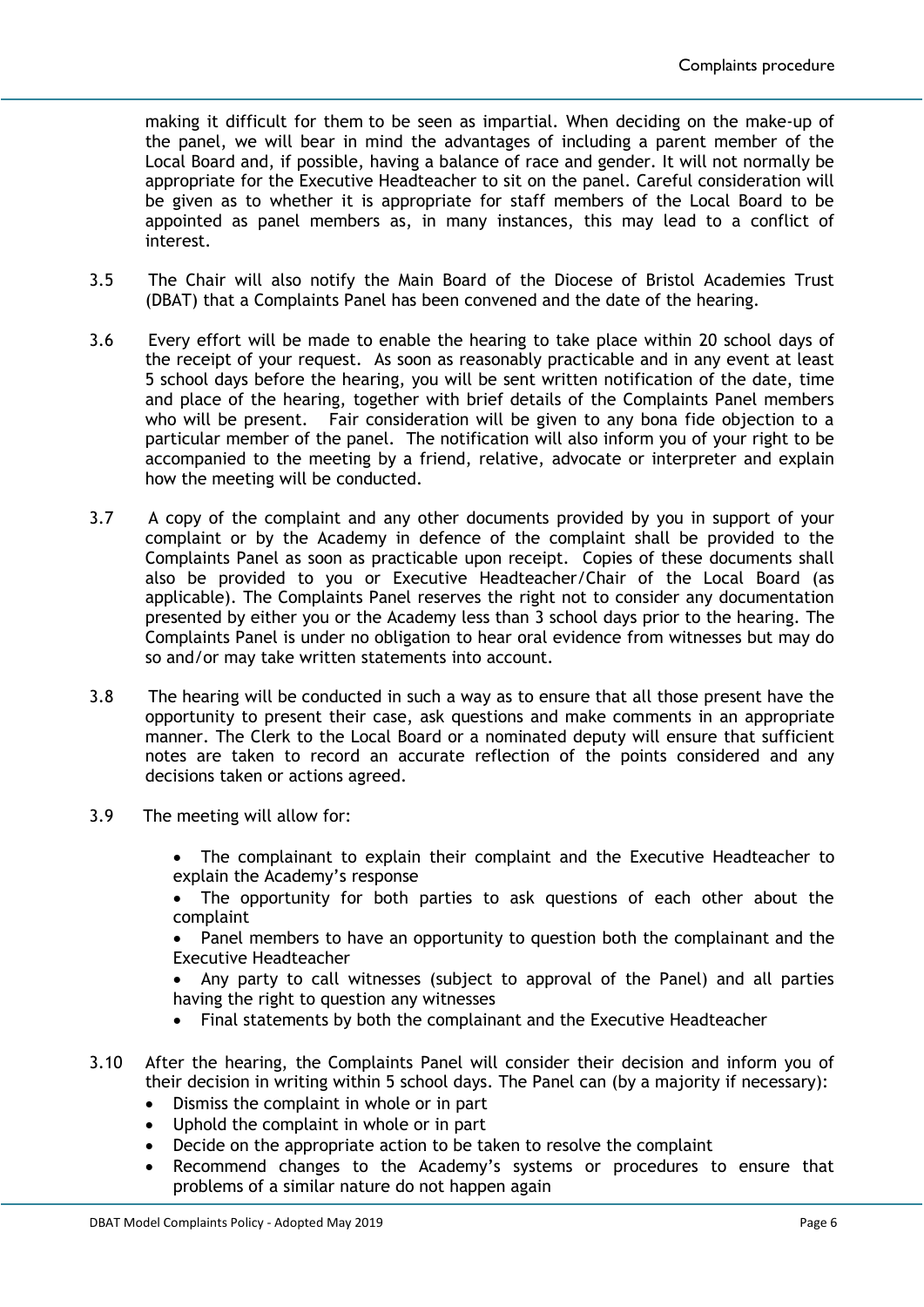making it difficult for them to be seen as impartial. When deciding on the make-up of the panel, we will bear in mind the advantages of including a parent member of the Local Board and, if possible, having a balance of race and gender. It will not normally be appropriate for the Executive Headteacher to sit on the panel. Careful consideration will be given as to whether it is appropriate for staff members of the Local Board to be appointed as panel members as, in many instances, this may lead to a conflict of interest.

3.5 The Chair will also notify the Main Board of the Diocese of Bristol Academies Trust (DBAT) that a Complaints Panel has been convened and the date of the hearing.

3.6 Every effort will be made to enable the hearing to take place within 20 school days of the receipt of your request. As soon as reasonably practicable and in any event at least 5 school days before the hearing, you will be sent written notification of the date, time and place of the hearing, together with brief details of the Complaints Panel members who will be present. Fair consideration will be given to any bona fide objection to a particular member of the panel. The notification will also inform you of your right to be accompanied to the meeting by a friend, relative, advocate or interpreter and explain how the meeting will be conducted.

3.7 A copy of the complaint and any other documents provided by you in support of your complaint or by the Academy in defence of the complaint shall be provided to the Complaints Panel as soon as practicable upon receipt. Copies of these documents shall also be provided to you or Executive Headteacher/Chair of the Local Board (as applicable). The Complaints Panel reserves the right not to consider any documentation presented by either you or the Academy less than 3 school days prior to the hearing. The Complaints Panel is under no obligation to hear oral evidence from witnesses but may do so and/or may take written statements into account.

3.8 The hearing will be conducted in such a way as to ensure that all those present have the opportunity to present their case, ask questions and make comments in an appropriate manner. The Clerk to the Local Board or a nominated deputy will ensure that sufficient notes are taken to record an accurate reflection of the points considered and any decisions taken or actions agreed.

3.9 The meeting will allow for:

- The complainant to explain their complaint and the Executive Headteacher to explain the Academy's response
- The opportunity for both parties to ask questions of each other about the complaint
- Panel members to have an opportunity to question both the complainant and the Executive Headteacher
- Any party to call witnesses (subject to approval of the Panel) and all parties having the right to question any witnesses
- Final statements by both the complainant and the Executive Headteacher

3.10 After the hearing, the Complaints Panel will consider their decision and inform you of their decision in writing within 5 school days. The Panel can (by a majority if necessary):

- Dismiss the complaint in whole or in part
- Uphold the complaint in whole or in part
- Decide on the appropriate action to be taken to resolve the complaint
- Recommend changes to the Academy's systems or procedures to ensure that problems of a similar nature do not happen again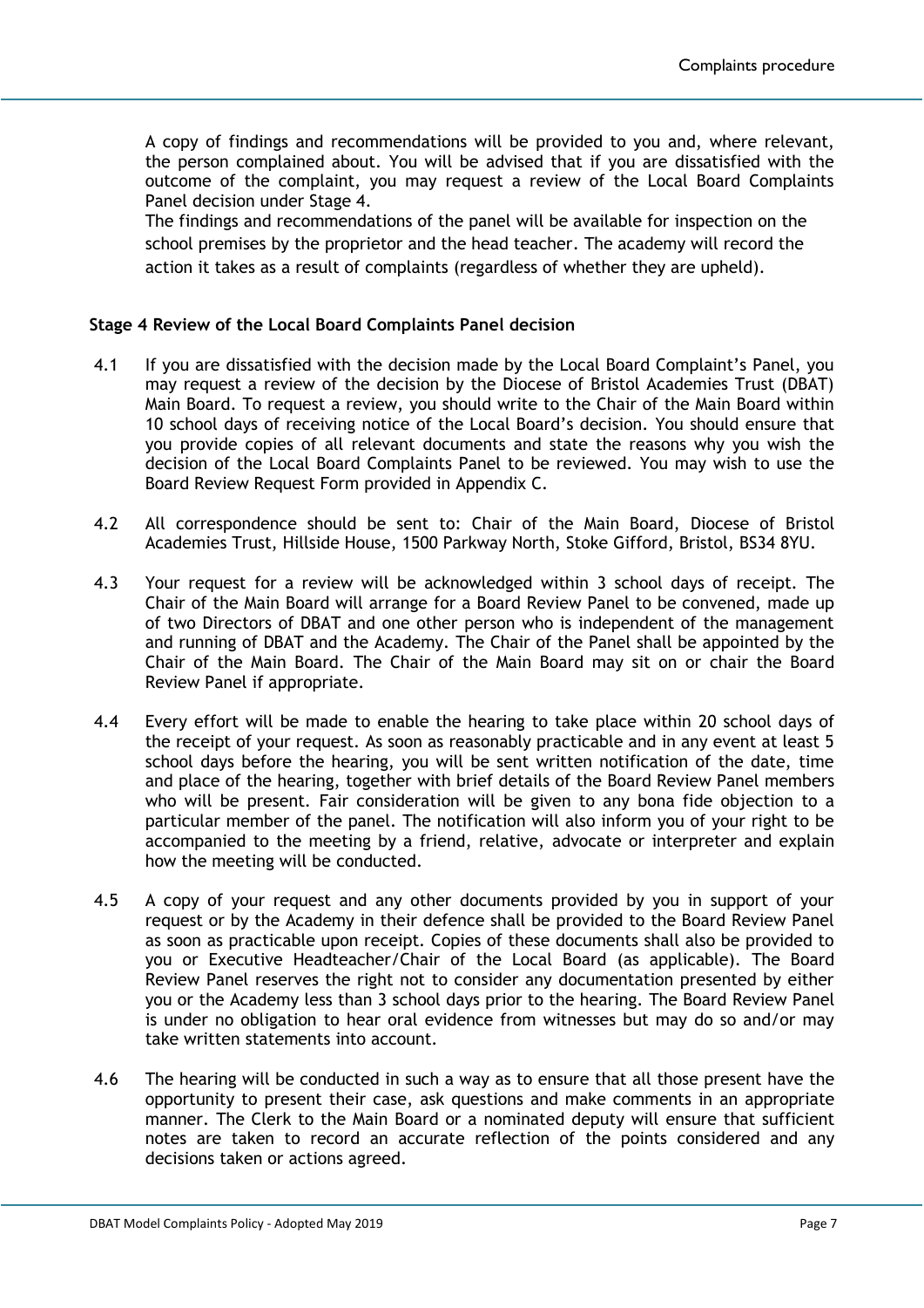A copy of findings and recommendations will be provided to you and, where relevant, the person complained about. You will be advised that if you are dissatisfied with the outcome of the complaint, you may request a review of the Local Board Complaints Panel decision under Stage 4.

The findings and recommendations of the panel will be available for inspection on the school premises by the proprietor and the head teacher. The academy will record the action it takes as a result of complaints (regardless of whether they are upheld).

**Stage 4 Review of the Local Board Complaints Panel decision**

4.1 If you are dissatisfied with the decision made by the Local Board Complaint's Panel, you may request a review of the decision by the Diocese of Bristol Academies Trust (DBAT) Main Board. To request a review, you should write to the Chair of the Main Board within 10 school days of receiving notice of the Local Board's decision. You should ensure that you provide copies of all relevant documents and state the reasons why you wish the decision of the Local Board Complaints Panel to be reviewed. You may wish to use the Board Review Request Form provided in Appendix C.

4.2 All correspondence should be sent to: Chair of the Main Board, Diocese of Bristol Academies Trust, Hillside House, 1500 Parkway North, Stoke Gifford, Bristol, BS34 8YU.

4.3 Your request for a review will be acknowledged within 3 school days of receipt. The Chair of the Main Board will arrange for a Board Review Panel to be convened, made up of two Directors of DBAT and one other person who is independent of the management and running of DBAT and the Academy. The Chair of the Panel shall be appointed by the Chair of the Main Board. The Chair of the Main Board may sit on or chair the Board Review Panel if appropriate.

4.4 Every effort will be made to enable the hearing to take place within 20 school days of the receipt of your request. As soon as reasonably practicable and in any event at least 5 school days before the hearing, you will be sent written notification of the date, time and place of the hearing, together with brief details of the Board Review Panel members who will be present. Fair consideration will be given to any bona fide objection to a particular member of the panel. The notification will also inform you of your right to be accompanied to the meeting by a friend, relative, advocate or interpreter and explain how the meeting will be conducted.

4.5 A copy of your request and any other documents provided by you in support of your request or by the Academy in their defence shall be provided to the Board Review Panel as soon as practicable upon receipt. Copies of these documents shall also be provided to you or Executive Headteacher/Chair of the Local Board (as applicable). The Board Review Panel reserves the right not to consider any documentation presented by either you or the Academy less than 3 school days prior to the hearing. The Board Review Panel is under no obligation to hear oral evidence from witnesses but may do so and/or may take written statements into account.

4.6 The hearing will be conducted in such a way as to ensure that all those present have the opportunity to present their case, ask questions and make comments in an appropriate manner. The Clerk to the Main Board or a nominated deputy will ensure that sufficient notes are taken to record an accurate reflection of the points considered and any decisions taken or actions agreed.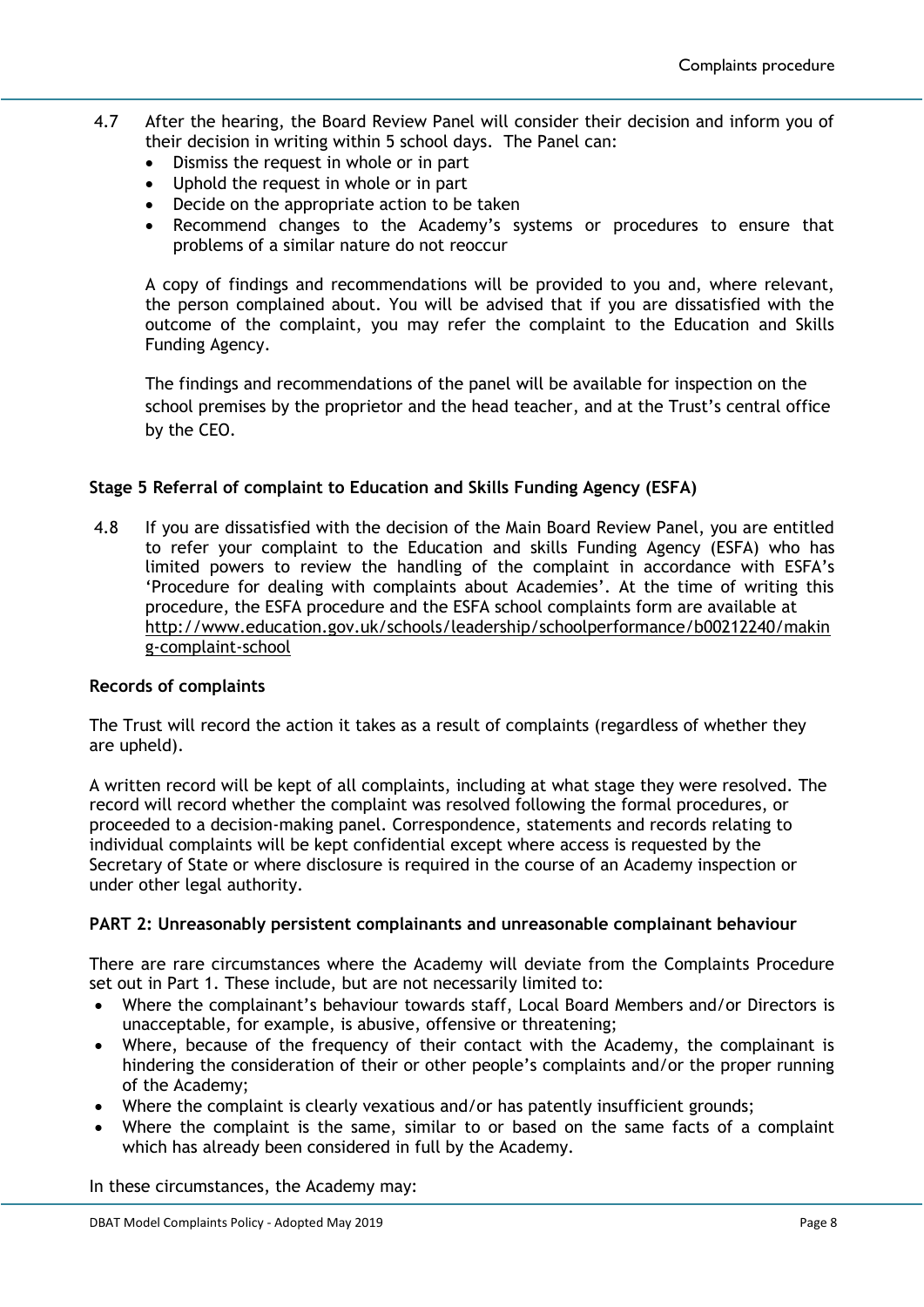4.7 After the hearing, the Board Review Panel will consider their decision and inform you of their decision in writing within 5 school days. The Panel can:

- Dismiss the request in whole or in part
- Uphold the request in whole or in part
- Decide on the appropriate action to be taken
- Recommend changes to the Academy's systems or procedures to ensure that problems of a similar nature do not reoccur

A copy of findings and recommendations will be provided to you and, where relevant, the person complained about. You will be advised that if you are dissatisfied with the outcome of the complaint, you may refer the complaint to the Education and Skills Funding Agency.

The findings and recommendations of the panel will be available for inspection on the school premises by the proprietor and the head teacher, and at the Trust's central office by the CEO.

**Stage 5 Referral of complaint to Education and Skills Funding Agency (ESFA)**

4.8 If you are dissatisfied with the decision of the Main Board Review Panel, you are entitled to refer your complaint to the Education and skills Funding Agency (ESFA) who has limited powers to review the handling of the complaint in accordance with ESFA's 'Procedure for dealing with complaints about Academies'. At the time of writing this procedure, the ESFA procedure and the ESFA school complaints form are available at http://www.education.gov.uk/schools/leadership/schoolperformance/b00212240/making-complaint-school

**Records of complaints**

The Trust will record the action it takes as a result of complaints (regardless of whether they are upheld).

A written record will be kept of all complaints, including at what stage they were resolved. The record will record whether the complaint was resolved following the formal procedures, or proceeded to a decision-making panel. Correspondence, statements and records relating to individual complaints will be kept confidential except where access is requested by the Secretary of State or where disclosure is required in the course of an Academy inspection or under other legal authority.

**PART 2: Unreasonably persistent complainants and unreasonable complainant behaviour**

There are rare circumstances where the Academy will deviate from the Complaints Procedure set out in Part 1. These include, but are not necessarily limited to:

- Where the complainant's behaviour towards staff, Local Board Members and/or Directors is unacceptable, for example, is abusive, offensive or threatening;
- Where, because of the frequency of their contact with the Academy, the complainant is hindering the consideration of their or other people's complaints and/or the proper running of the Academy;
- Where the complaint is clearly vexatious and/or has patently insufficient grounds;
- Where the complaint is the same, similar to or based on the same facts of a complaint which has already been considered in full by the Academy.

In these circumstances, the Academy may: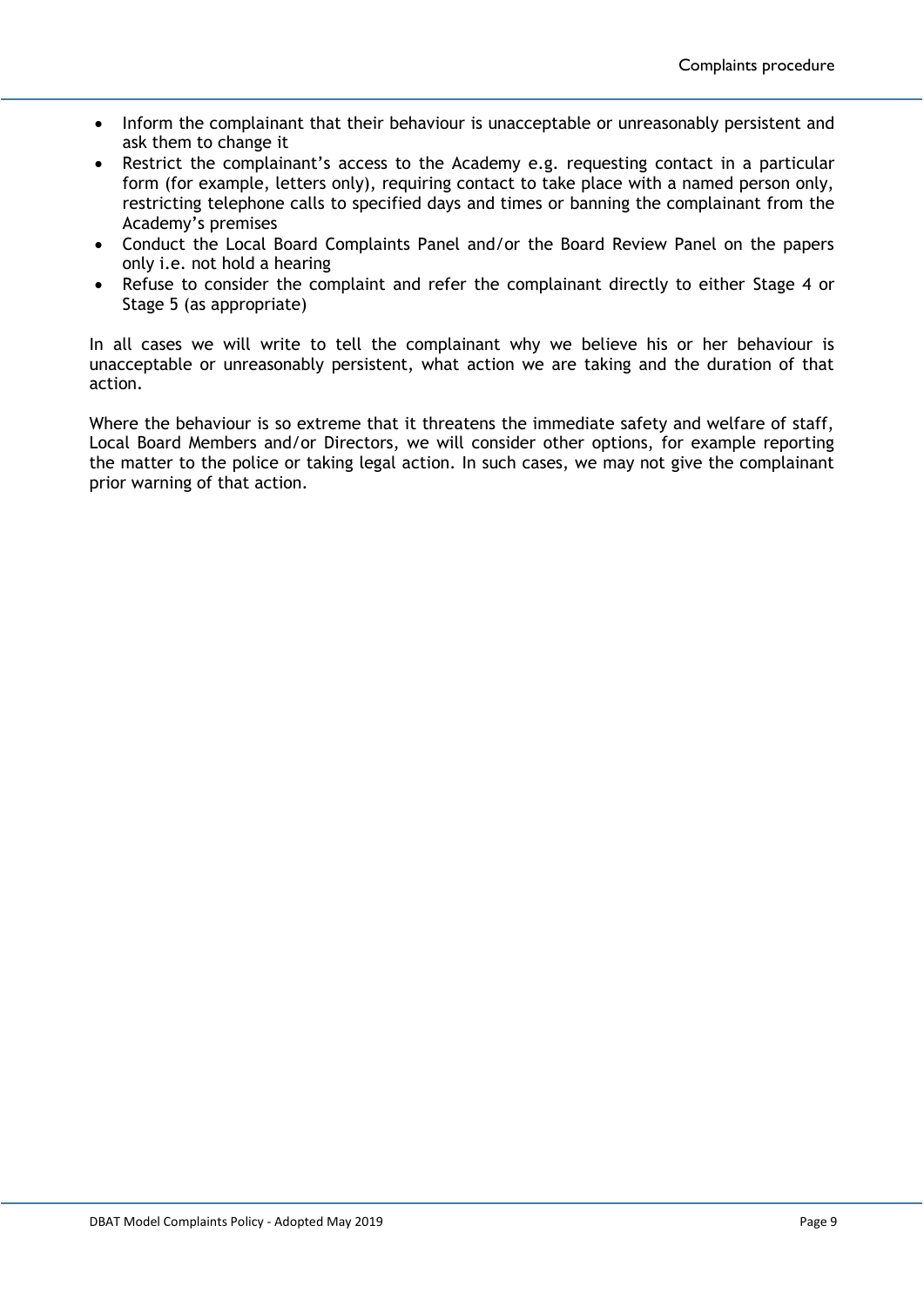- Inform the complainant that their behaviour is unacceptable or unreasonably persistent and ask them to change it
- Restrict the complainant's access to the Academy e.g. requesting contact in a particular form (for example, letters only), requiring contact to take place with a named person only, restricting telephone calls to specified days and times or banning the complainant from the Academy's premises
- Conduct the Local Board Complaints Panel and/or the Board Review Panel on the papers only i.e. not hold a hearing
- Refuse to consider the complaint and refer the complainant directly to either Stage 4 or Stage 5 (as appropriate)

In all cases we will write to tell the complainant why we believe his or her behaviour is unacceptable or unreasonably persistent, what action we are taking and the duration of that action.

Where the behaviour is so extreme that it threatens the immediate safety and welfare of staff, Local Board Members and/or Directors, we will consider other options, for example reporting the matter to the police or taking legal action. In such cases, we may not give the complainant prior warning of that action.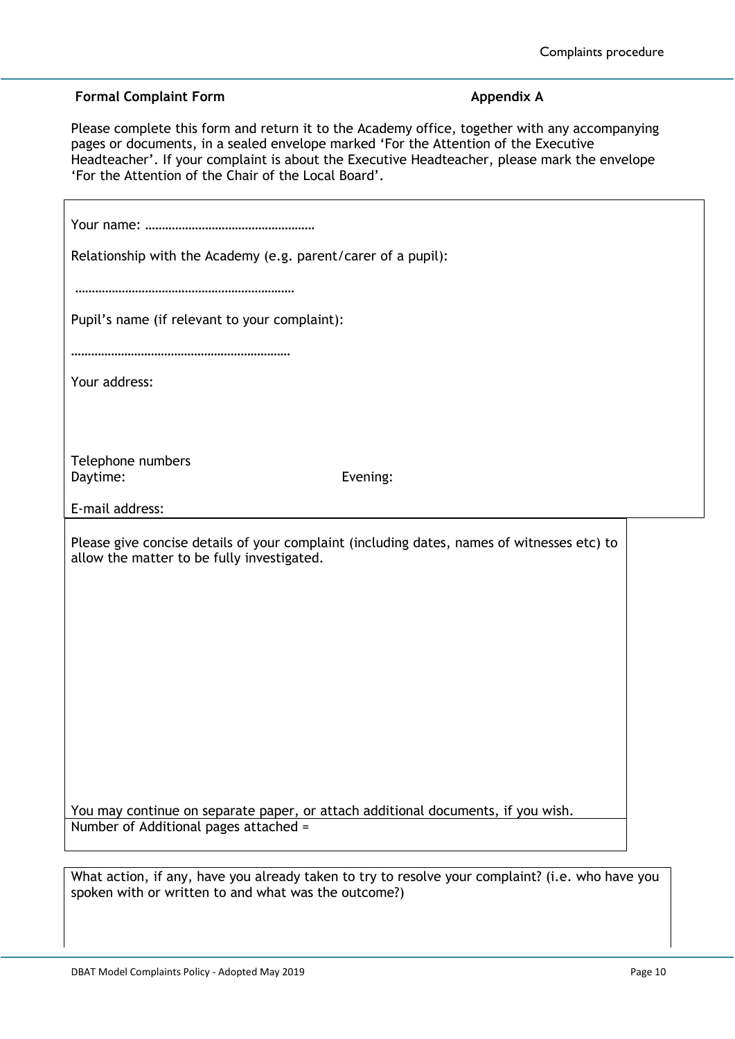**Formal Complaint Form** **Appendix A**

Please complete this form and return it to the Academy office, together with any accompanying pages or documents, in a sealed envelope marked 'For the Attention of the Executive Headteacher'. If your complaint is about the Executive Headteacher, please mark the envelope 'For the Attention of the Chair of the Local Board'.

Your name: …………………………………………

Relationship with the Academy (e.g. parent/carer of a pupil):

…………………………………………………………

Pupil's name (if relevant to your complaint):

…………………………………………………………

Your address:

Telephone numbers
Daytime: Evening:

E-mail address:

Please give concise details of your complaint (including dates, names of witnesses etc) to allow the matter to be fully investigated.

You may continue on separate paper, or attach additional documents, if you wish.
Number of Additional pages attached =

What action, if any, have you already taken to try to resolve your complaint? (i.e. who have you spoken with or written to and what was the outcome?)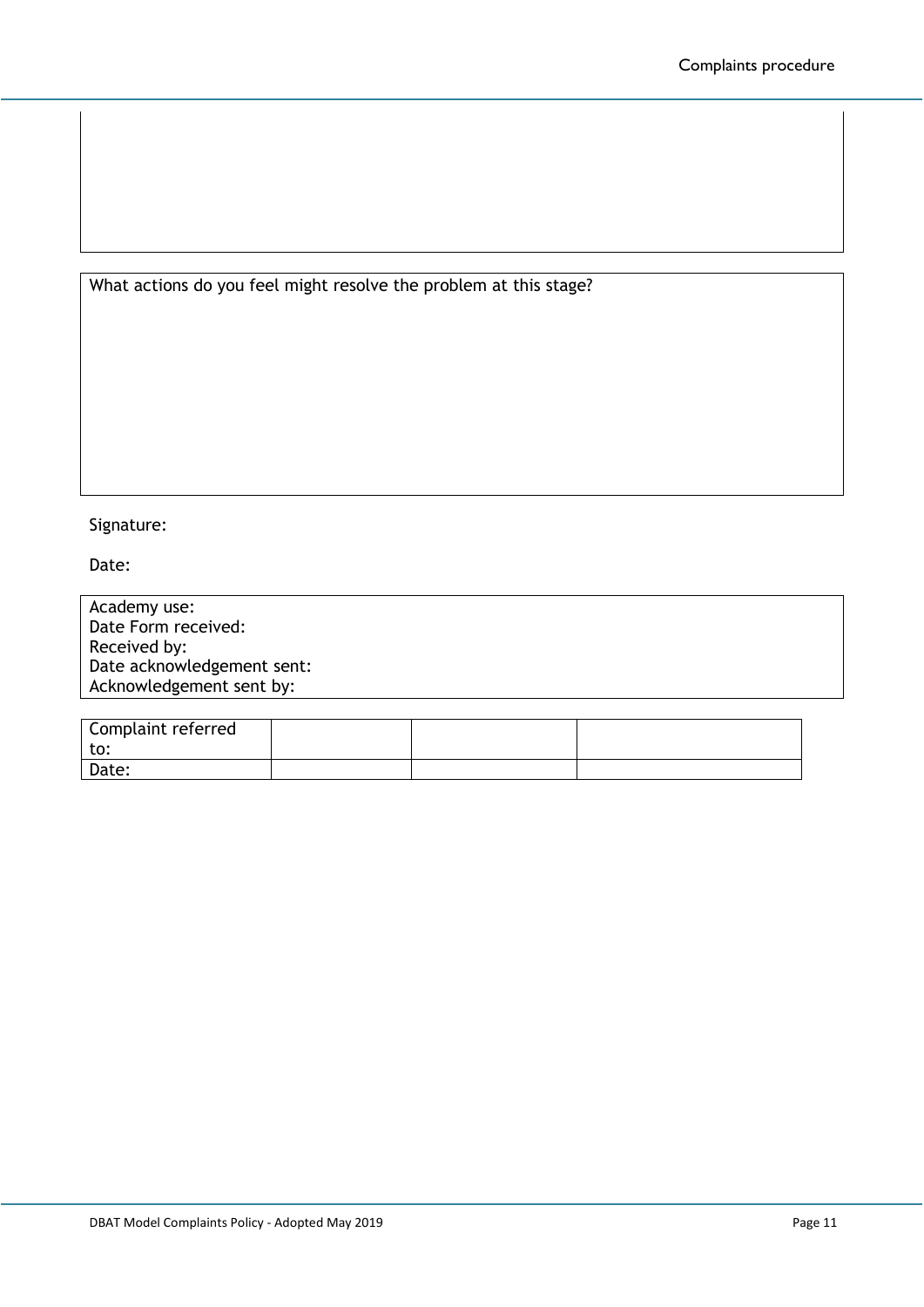What actions do you feel might resolve the problem at this stage?

Signature:

Date:

Academy use:
Date Form received:
Received by:
Date acknowledgement sent:
Acknowledgement sent by:

| Complaint referred to: | | | |
|---|---|---|---|
| Date: | | | |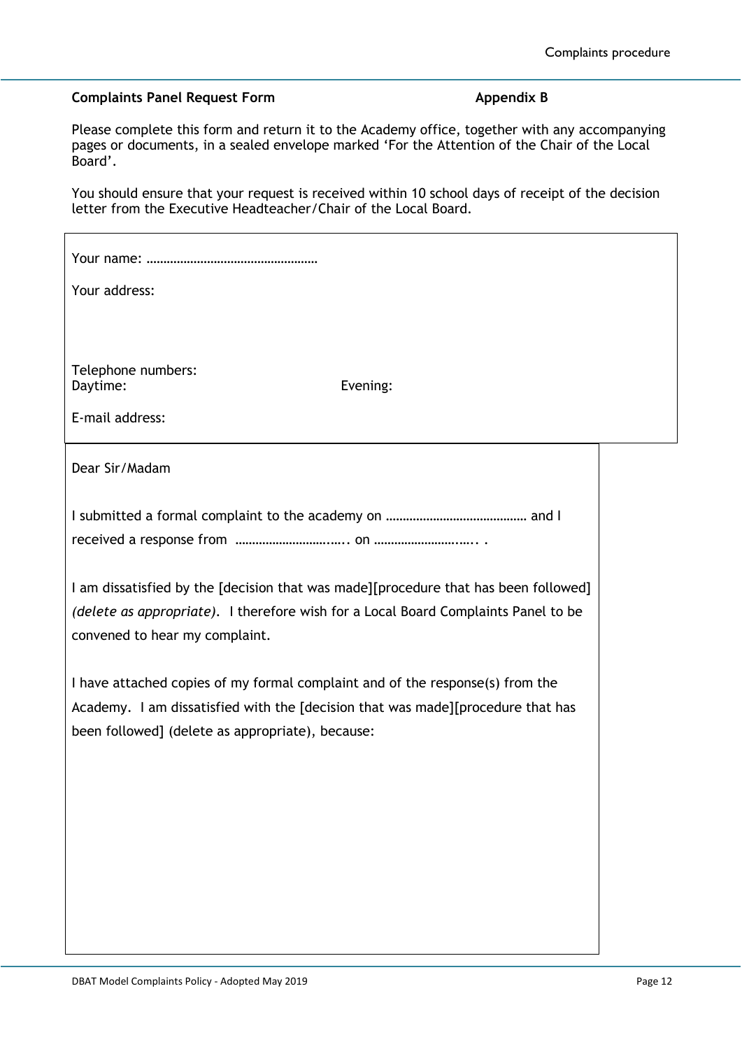**Complplaints Panel Request Form** **Appendix B**

Please complete this form and return it to the Academy office, together with any accompanying pages or documents, in a sealed envelope marked 'For the Attention of the Chair of the Local Board'.

You should ensure that your request is received within 10 school days of receipt of the decision letter from the Executive Headteacher/Chair of the Local Board.

Your name: ……………………………………………

Your address:

Telephone numbers:
Daytime: Evening:

E-mail address:

Dear Sir/Madam

I submitted a formal complaint to the academy on …………………………………… and I received a response from ………………………..….. on ………………………..….. .

I am dissatisfied by the [decision that was made][procedure that has been followed] *(delete as appropriate)*. I therefore wish for a Local Board Complaints Panel to be convened to hear my complaint.

I have attached copies of my formal complaint and of the response(s) from the Academy. I am dissatisfied with the [decision that was made][procedure that has been followed] (delete as appropriate), because:

**Complaints Panel Request Form** **Appendix B**

Please complete this form and return it to the Academy office, together with any accompanying pages or documents, in a sealed envelope marked 'For the Attention of the Chair of the Local Board'.

You should ensure that your request is received within 10 school days of receipt of the decision letter from the Executive Headteacher/Chair of the Local Board.

Your name: ……………………………………………

Your address:

Telephone numbers:
Daytime: Evening:

E-mail address:

Dear Sir/Madam

I submitted a formal complaint to the academy on …………………………………… and I received a response from ………………………..….. on ………………………..….. .

I am dissatisfied by the [decision that was made][procedure that has been followed] *(delete as appropriate)*. I therefore wish for a Local Board Complaints Panel to be convened to hear my complaint.

I have attached copies of my formal complaint and of the response(s) from the Academy. I am dissatisfied with the [decision that was made][procedure that has been followed] (delete as appropriate), because: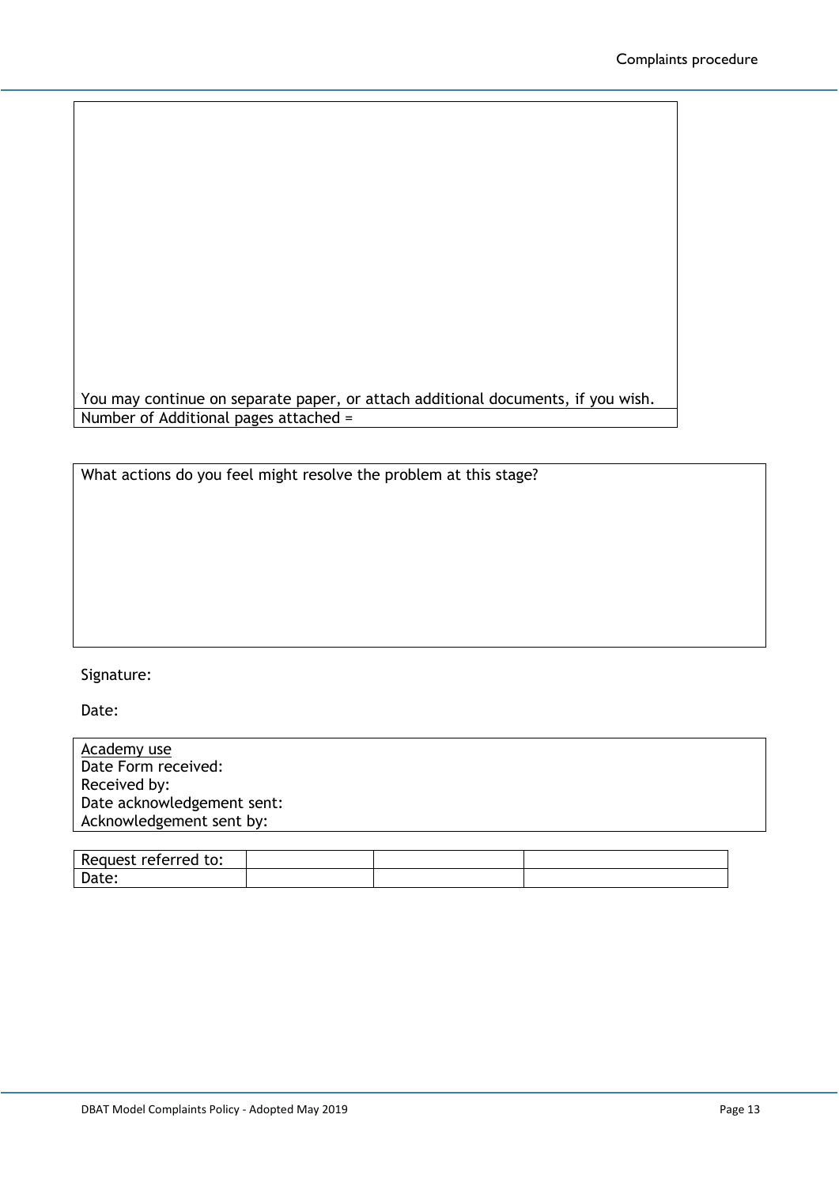You may continue on separate paper, or attach additional documents, if you wish.

Number of Additional pages attached =

What actions do you feel might resolve the problem at this stage?

Signature:

Date:

Academy use
Date Form received:
Received by:
Date acknowledgement sent:
Acknowledgement sent by:

| Request referred to: | | | |
|---|---|---|---|
| Date: | | | |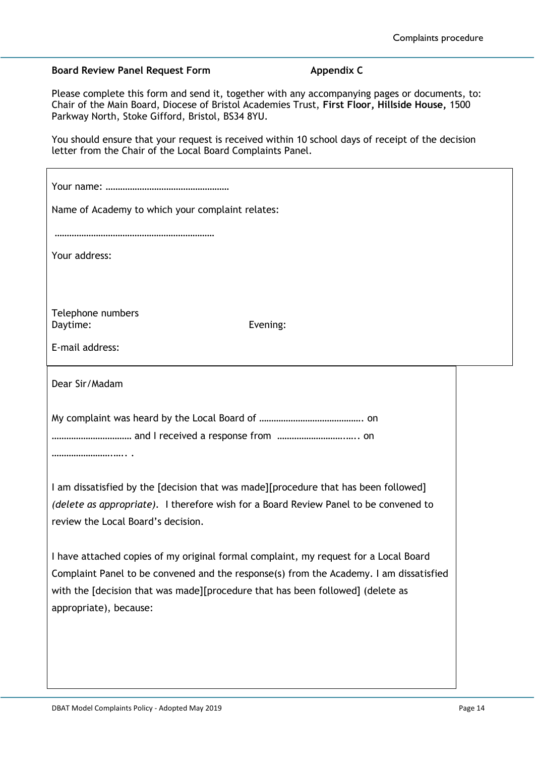**Board Review Panel Request Form** **Appendix C**

Please complete this form and send it, together with any accompanying pages or documents, to: Chair of the Main Board, Diocese of Bristol Academies Trust, **First Floor, Hillside House,** 1500 Parkway North, Stoke Gifford, Bristol, BS34 8YU.

You should ensure that your request is received within 10 school days of receipt of the decision letter from the Chair of the Local Board Complaints Panel.

Your name: ……………………………………………

Name of Academy to which your complaint relates:

…………………………………………………………

Your address:

Telephone numbers
Daytime: Evening:

E-mail address:

Dear Sir/Madam

My complaint was heard by the Local Board of ……………………………………. on …………………………… and I received a response from …………………………... on ……………………..…. .

I am dissatisfied by the [decision that was made][procedure that has been followed] *(delete as appropriate)*. I therefore wish for a Board Review Panel to be convened to review the Local Board's decision.

I have attached copies of my original formal complaint, my request for a Local Board Complaint Panel to be convened and the response(s) from the Academy. I am dissatisfied with the [decision that was made][procedure that has been followed] (delete as appropriate), because: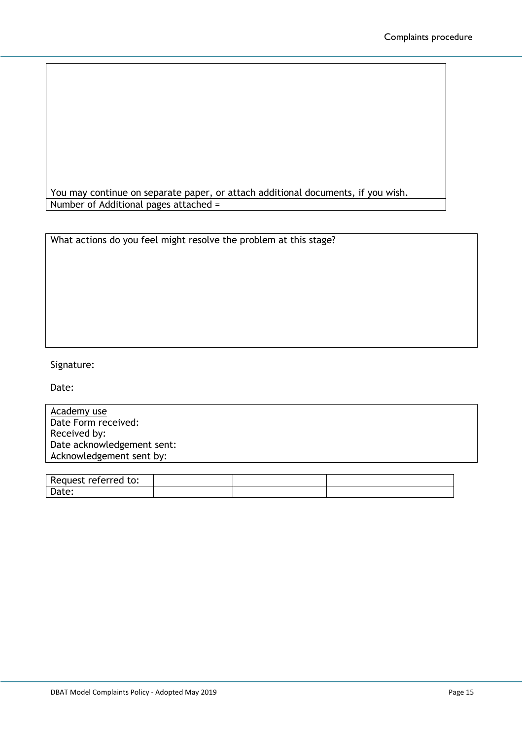You may continue on separate paper, or attach additional documents, if you wish.

Number of Additional pages attached =

What actions do you feel might resolve the problem at this stage?

Signature:

Date:

Academy use
Date Form received:
Received by:
Date acknowledgement sent:
Acknowledgement sent by:

| Request referred to: | | | |
|---|---|---|---|
| Date: | | | |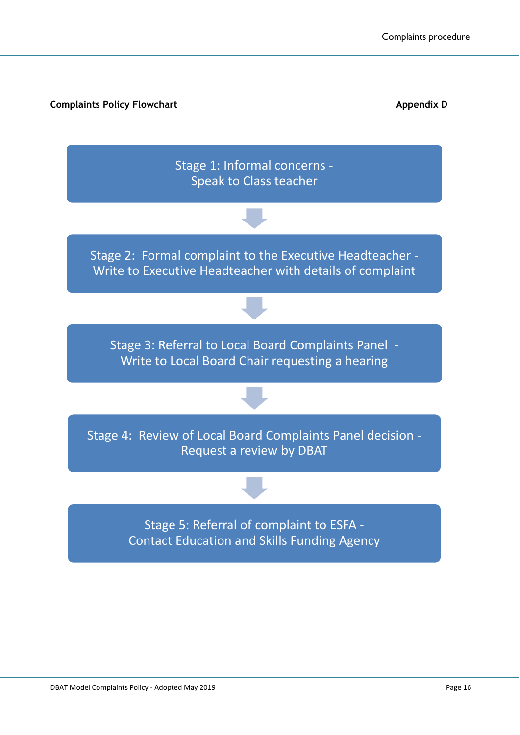**Complaints Policy Flowchart** **Appendix D**

Stage 1: Informal concerns -
Speak to Class teacher

↓

Stage 2: Formal complaint to the Executive Headteacher -
Write to Executive Headteacher with details of complaint

↓

Stage 3: Referral to Local Board Complaints Panel -
Write to Local Board Chair requesting a hearing

↓

Stage 4: Review of Local Board Complaints Panel decision -
Request a review by DBAT

↓

Stage 5: Referral of complaint to ESFA -
Contact Education and Skills Funding Agency